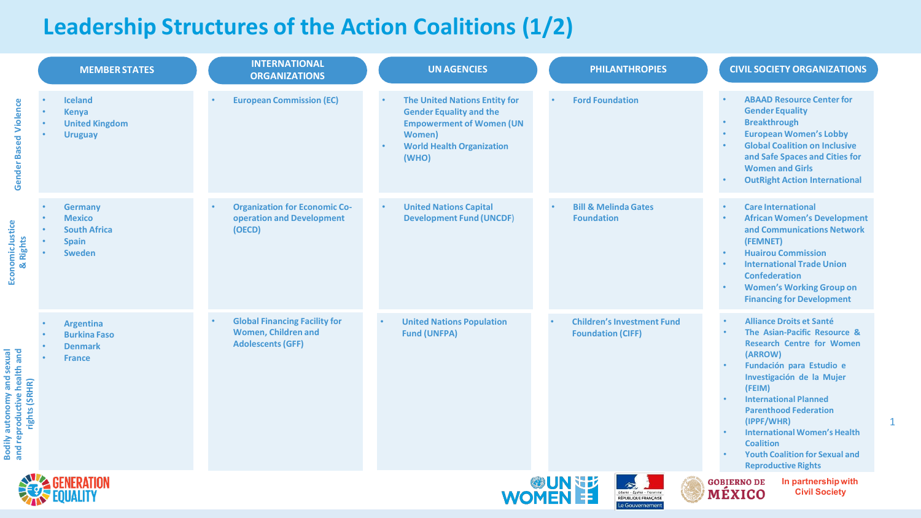# Leadership Structures of the Action Coalitions (1/2)

| | MEMBER STATES | INTERNATIONAL ORGANIZATIONS | UN AGENCIES | PHILANTHROPIES | CIVIL SOCIETY ORGANIZATIONS |
|---|---|---|---|---|---|
| Gender Based Violence | • Iceland<br>• Kenya<br>• United Kingdom<br>• Uruguay | • European Commission (EC) | • The United Nations Entity for Gender Equality and the Empowerment of Women (UN Women)<br>• World Health Organization (WHO) | • Ford Foundation | • ABAAD Resource Center for Gender Equality<br>• Breakthrough<br>• European Women's Lobby<br>• Global Coalition on Inclusive and Safe Spaces and Cities for Women and Girls<br>• OutRight Action International |
| Economic Justice & Rights | • Germany<br>• Mexico<br>• South Africa<br>• Spain<br>• Sweden | • Organization for Economic Co-operation and Development (OECD) | • United Nations Capital Development Fund (UNCDF) | • Bill & Melinda Gates Foundation | • Care International<br>• African Women's Development and Communications Network (FEMNET)<br>• Huairou Commission<br>• International Trade Union Confederation<br>• Women's Working Group on Financing for Development |
| Bodily autonomy and sexual and reproductive health and rights (SRHR) | • Argentina<br>• Burkina Faso<br>• Denmark<br>• France | • Global Financing Facility for Women, Children and Adolescents (GFF) | • United Nations Population Fund (UNFPA) | • Children's Investment Fund Foundation (CIFF) | • Alliance Droits et Santé<br>• The Asian-Pacific Resource & Research Centre for Women (ARROW)<br>• Fundación para Estudio e Investigación de la Mujer (FEIM)<br>• International Planned Parenthood Federation (IPPF/WHR)<br>• International Women's Health Coalition<br>• Youth Coalition for Sexual and Reproductive Rights |

GENERATION EQUALITY

UN WOMEN — RÉPUBLIQUE FRANÇAISE — GOBIERNO DE MÉXICO — In partnership with Civil Society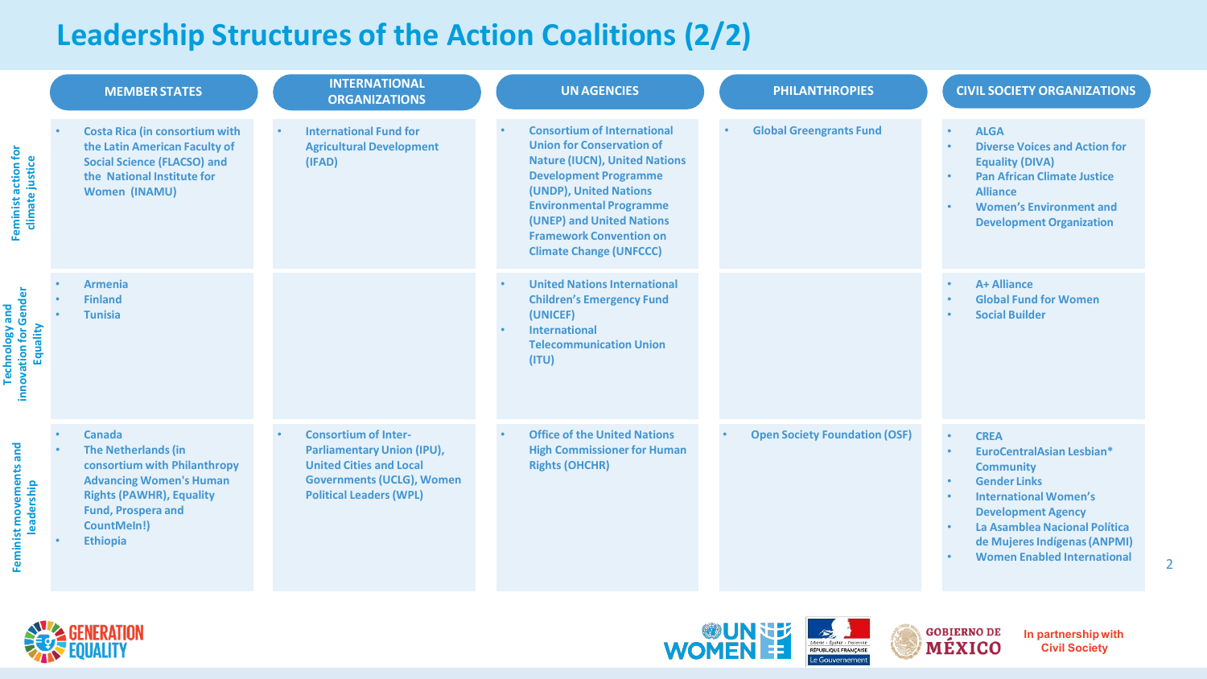# Leadership Structures of the Action Coalitions (2/2)

| | MEMBER STATES | INTERNATIONAL ORGANIZATIONS | UN AGENCIES | PHILANTHROPIES | CIVIL SOCIETY ORGANIZATIONS |
|---|---|---|---|---|---|
| **Feminist action for climate justice** | • Costa Rica (in consortium with the Latin American Faculty of Social Science (FLACSO) and the National Institute for Women (INAMU) | • International Fund for Agricultural Development (IFAD) | • Consortium of International Union for Conservation of Nature (IUCN), United Nations Development Programme (UNDP), United Nations Environmental Programme (UNEP) and United Nations Framework Convention on Climate Change (UNFCCC) | • Global Greengrants Fund | • ALGA<br>• Diverse Voices and Action for Equality (DIVA)<br>• Pan African Climate Justice Alliance<br>• Women's Environment and Development Organization |
| **Technology and innovation for Gender Equality** | • Armenia<br>• Finland<br>• Tunisia | | • United Nations International Children's Emergency Fund (UNICEF)<br>• International Telecommunication Union (ITU) | | • A+ Alliance<br>• Global Fund for Women<br>• Social Builder |
| **Feminist movements and leadership** | • Canada<br>• The Netherlands (in consortium with Philanthropy Advancing Women's Human Rights (PAWHR), Equality Fund, Prospera and CountMeIn!)<br>• Ethiopia | • Consortium of Inter-Parliamentary Union (IPU), United Cities and Local Governments (UCLG), Women Political Leaders (WPL) | • Office of the United Nations High Commissioner for Human Rights (OHCHR) | • Open Society Foundation (OSF) | • CREA<br>• EuroCentralAsian Lesbian* Community<br>• Gender Links<br>• International Women's Development Agency<br>• La Asamblea Nacional Política de Mujeres Indígenas (ANPMI)<br>• Women Enabled International |

GENERATION EQUALITY

UN WOMEN

Liberté • Égalité • Fraternité RÉPUBLIQUE FRANÇAISE Le Gouvernement

GOBIERNO DE MÉXICO

In partnership with Civil Society